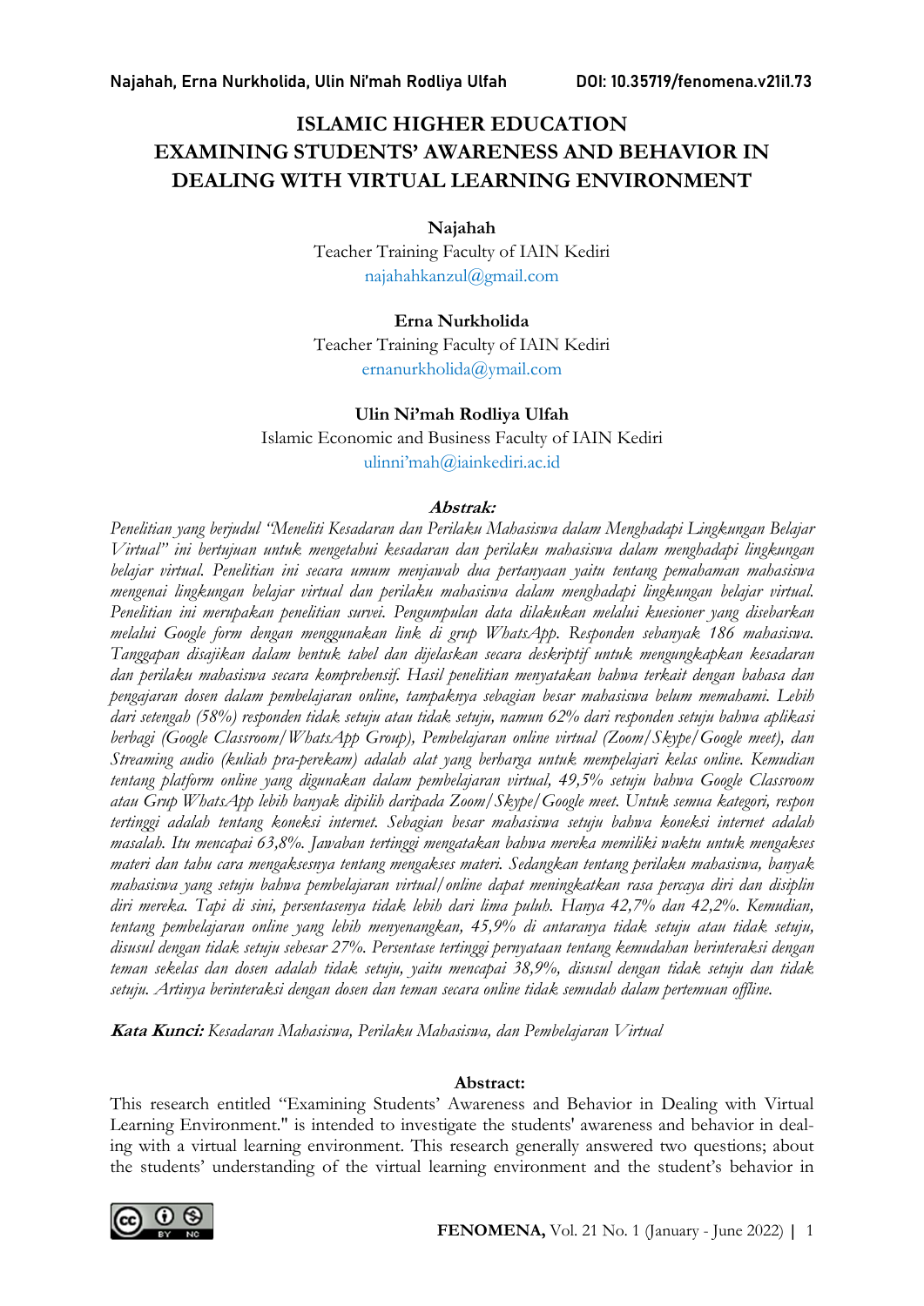# ISLAMIC HIGHER EDUCATION EXAMINING STUDENTS' AWARENESS AND BEHAVIOR IN DEALING WITH VIRTUAL LEARNING ENVIRONMENT

**Najahah**
Teacher Training Faculty of IAIN Kediri
najahahkanzul@gmail.com

**Erna Nurkholida**
Teacher Training Faculty of IAIN Kediri
ernanurkholida@ymail.com

**Ulin Ni'mah Rodliya Ulfah**
Islamic Economic and Business Faculty of IAIN Kediri
ulinni'mah@iainkediri.ac.id

***Abstrak:***

*Penelitian yang berjudul "Meneliti Kesadaran dan Perilaku Mahasiswa dalam Menghadapi Lingkungan Belajar Virtual" ini bertujuan untuk mengetahui kesadaran dan perilaku mahasiswa dalam menghadapi lingkungan belajar virtual. Penelitian ini secara umum menjawab dua pertanyaan yaitu tentang pemahaman mahasiswa mengenai lingkungan belajar virtual dan perilaku mahasiswa dalam menghadapi lingkungan belajar virtual. Penelitian ini merupakan penelitian survei. Pengumpulan data dilakukan melalui kuesioner yang disebarkan melalui Google form dengan menggunakan link di grup WhatsApp. Responden sebanyak 186 mahasiswa. Tanggapan disajikan dalam bentuk tabel dan dijelaskan secara deskriptif untuk mengungkapkan kesadaran dan perilaku mahasiswa secara komprehensif. Hasil penelitian menyatakan bahwa terkait dengan bahasa dan pengajaran dosen dalam pembelajaran online, tampaknya sebagian besar mahasiswa belum memahami. Lebih dari setengah (58%) responden tidak setuju atau tidak setuju, namun 62% dari responden setuju bahwa aplikasi berbagi (Google Classroom/WhatsApp Group), Pembelajaran online virtual (Zoom/Skype/Google meet), dan Streaming audio (kuliah pra-perekam) adalah alat yang berharga untuk mempelajari kelas online. Kemudian tentang platform online yang digunakan dalam pembelajaran virtual, 49,5% setuju bahwa Google Classroom atau Grup WhatsApp lebih banyak dipilih daripada Zoom/Skype/Google meet. Untuk semua kategori, respon tertinggi adalah tentang koneksi internet. Sebagian besar mahasiswa setuju bahwa koneksi internet adalah masalah. Itu mencapai 63,8%. Jawaban tertinggi mengatakan bahwa mereka memiliki waktu untuk mengakses materi dan tahu cara mengaksesnya tentang mengakses materi. Sedangkan tentang perilaku mahasiswa, banyak mahasiswa yang setuju bahwa pembelajaran virtual/online dapat meningkatkan rasa percaya diri dan disiplin diri mereka. Tapi di sini, persentasenya tidak lebih dari lima puluh. Hanya 42,7% dan 42,2%. Kemudian, tentang pembelajaran online yang lebih menyenangkan, 45,9% di antaranya tidak setuju atau tidak setuju, disusul dengan tidak setuju sebesar 27%. Persentase tertinggi pernyataan tentang kemudahan berinteraksi dengan teman sekelas dan dosen adalah tidak setuju, yaitu mencapai 38,9%, disusul dengan tidak setuju dan tidak setuju. Artinya berinteraksi dengan dosen dan teman secara online tidak semudah dalam pertemuan offline.*

***Kata Kunci:*** *Kesadaran Mahasiswa, Perilaku Mahasiswa, dan Pembelajaran Virtual*

**Abstract:**

This research entitled "Examining Students' Awareness and Behavior in Dealing with Virtual Learning Environment." is intended to investigate the students' awareness and behavior in dealing with a virtual learning environment. This research generally answered two questions; about the students' understanding of the virtual learning environment and the student's behavior in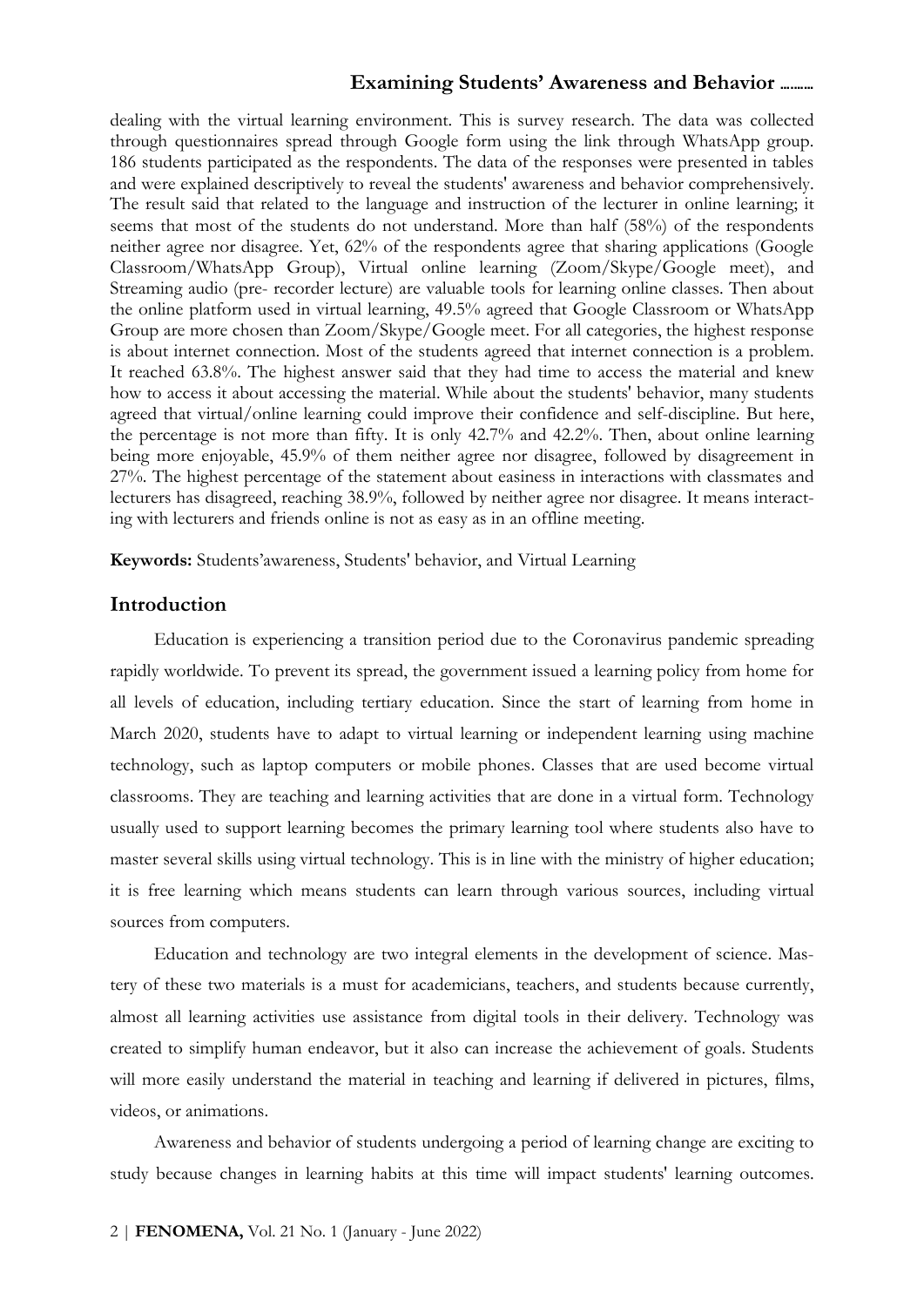dealing with the virtual learning environment. This is survey research. The data was collected through questionnaires spread through Google form using the link through WhatsApp group. 186 students participated as the respondents. The data of the responses were presented in tables and were explained descriptively to reveal the students' awareness and behavior comprehensively. The result said that related to the language and instruction of the lecturer in online learning; it seems that most of the students do not understand. More than half (58%) of the respondents neither agree nor disagree. Yet, 62% of the respondents agree that sharing applications (Google Classroom/WhatsApp Group), Virtual online learning (Zoom/Skype/Google meet), and Streaming audio (pre- recorder lecture) are valuable tools for learning online classes. Then about the online platform used in virtual learning, 49.5% agreed that Google Classroom or WhatsApp Group are more chosen than Zoom/Skype/Google meet. For all categories, the highest response is about internet connection. Most of the students agreed that internet connection is a problem. It reached 63.8%. The highest answer said that they had time to access the material and knew how to access it about accessing the material. While about the students' behavior, many students agreed that virtual/online learning could improve their confidence and self-discipline. But here, the percentage is not more than fifty. It is only 42.7% and 42.2%. Then, about online learning being more enjoyable, 45.9% of them neither agree nor disagree, followed by disagreement in 27%. The highest percentage of the statement about easiness in interactions with classmates and lecturers has disagreed, reaching 38.9%, followed by neither agree nor disagree. It means interacting with lecturers and friends online is not as easy as in an offline meeting.

**Keywords:** Students'awareness, Students' behavior, and Virtual Learning

## Introduction

Education is experiencing a transition period due to the Coronavirus pandemic spreading rapidly worldwide. To prevent its spread, the government issued a learning policy from home for all levels of education, including tertiary education. Since the start of learning from home in March 2020, students have to adapt to virtual learning or independent learning using machine technology, such as laptop computers or mobile phones. Classes that are used become virtual classrooms. They are teaching and learning activities that are done in a virtual form. Technology usually used to support learning becomes the primary learning tool where students also have to master several skills using virtual technology. This is in line with the ministry of higher education; it is free learning which means students can learn through various sources, including virtual sources from computers.

Education and technology are two integral elements in the development of science. Mastery of these two materials is a must for academicians, teachers, and students because currently, almost all learning activities use assistance from digital tools in their delivery. Technology was created to simplify human endeavor, but it also can increase the achievement of goals. Students will more easily understand the material in teaching and learning if delivered in pictures, films, videos, or animations.

Awareness and behavior of students undergoing a period of learning change are exciting to study because changes in learning habits at this time will impact students' learning outcomes.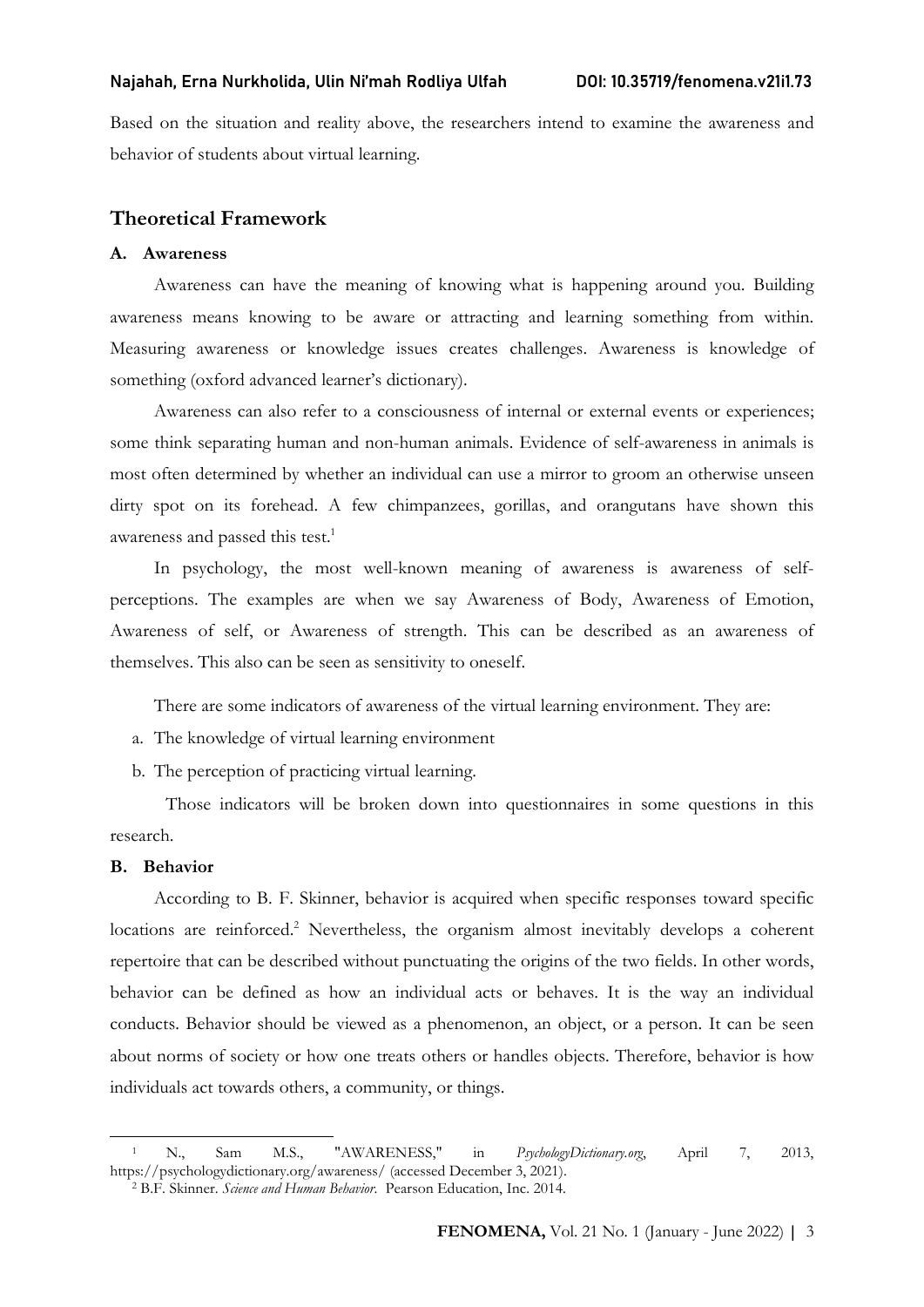Based on the situation and reality above, the researchers intend to examine the awareness and behavior of students about virtual learning.

## Theoretical Framework

### A. Awareness

Awareness can have the meaning of knowing what is happening around you. Building awareness means knowing to be aware or attracting and learning something from within. Measuring awareness or knowledge issues creates challenges. Awareness is knowledge of something (oxford advanced learner's dictionary).

Awareness can also refer to a consciousness of internal or external events or experiences; some think separating human and non-human animals. Evidence of self-awareness in animals is most often determined by whether an individual can use a mirror to groom an otherwise unseen dirty spot on its forehead. A few chimpanzees, gorillas, and orangutans have shown this awareness and passed this test.[1]

In psychology, the most well-known meaning of awareness is awareness of self-perceptions. The examples are when we say Awareness of Body, Awareness of Emotion, Awareness of self, or Awareness of strength. This can be described as an awareness of themselves. This also can be seen as sensitivity to oneself.

There are some indicators of awareness of the virtual learning environment. They are:

a. The knowledge of virtual learning environment
b. The perception of practicing virtual learning.

Those indicators will be broken down into questionnaires in some questions in this research.

### B. Behavior

According to B. F. Skinner, behavior is acquired when specific responses toward specific locations are reinforced.[2] Nevertheless, the organism almost inevitably develops a coherent repertoire that can be described without punctuating the origins of the two fields. In other words, behavior can be defined as how an individual acts or behaves. It is the way an individual conducts. Behavior should be viewed as a phenomenon, an object, or a person. It can be seen about norms of society or how one treats others or handles objects. Therefore, behavior is how individuals act towards others, a community, or things.

---

[1] N., Sam M.S., "AWARENESS," in *PsychologyDictionary.org*, April 7, 2013, https://psychologydictionary.org/awareness/ (accessed December 3, 2021).

[2] B.F. Skinner. *Science and Human Behavior.* Pearson Education, Inc. 2014.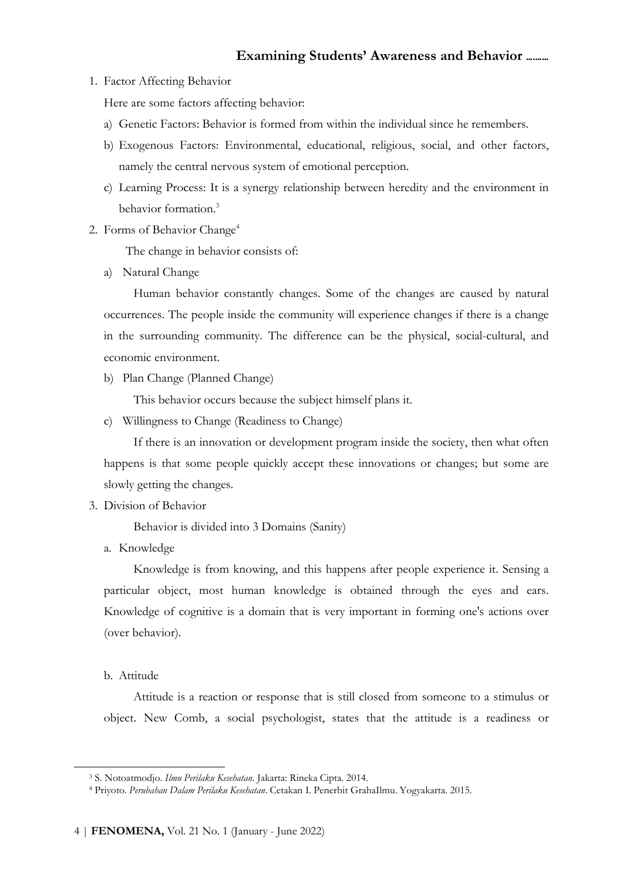1. Factor Affecting Behavior

   Here are some factors affecting behavior:

   a) Genetic Factors: Behavior is formed from within the individual since he remembers.

   b) Exogenous Factors: Environmental, educational, religious, social, and other factors, namely the central nervous system of emotional perception.

   c) Learning Process: It is a synergy relationship between heredity and the environment in behavior formation.[3]

2. Forms of Behavior Change[4]

   The change in behavior consists of:

   a) Natural Change

   Human behavior constantly changes. Some of the changes are caused by natural occurrences. The people inside the community will experience changes if there is a change in the surrounding community. The difference can be the physical, social-cultural, and economic environment.

   b) Plan Change (Planned Change)

   This behavior occurs because the subject himself plans it.

   c) Willingness to Change (Readiness to Change)

   If there is an innovation or development program inside the society, then what often happens is that some people quickly accept these innovations or changes; but some are slowly getting the changes.

3. Division of Behavior

   Behavior is divided into 3 Domains (Sanity)

   a. Knowledge

   Knowledge is from knowing, and this happens after people experience it. Sensing a particular object, most human knowledge is obtained through the eyes and ears. Knowledge of cognitive is a domain that is very important in forming one's actions over (over behavior).

   b. Attitude

   Attitude is a reaction or response that is still closed from someone to a stimulus or object. New Comb, a social psychologist, states that the attitude is a readiness or

---

[3] S. Notoatmodjo. *Ilmu Perilaku Kesehatan*. Jakarta: Rineka Cipta. 2014.

[4] Priyoto. *Perubahan Dalam Perilaku Kesehatan*. Cetakan I. Penerbit GrahaIlmu. Yogyakarta. 2015.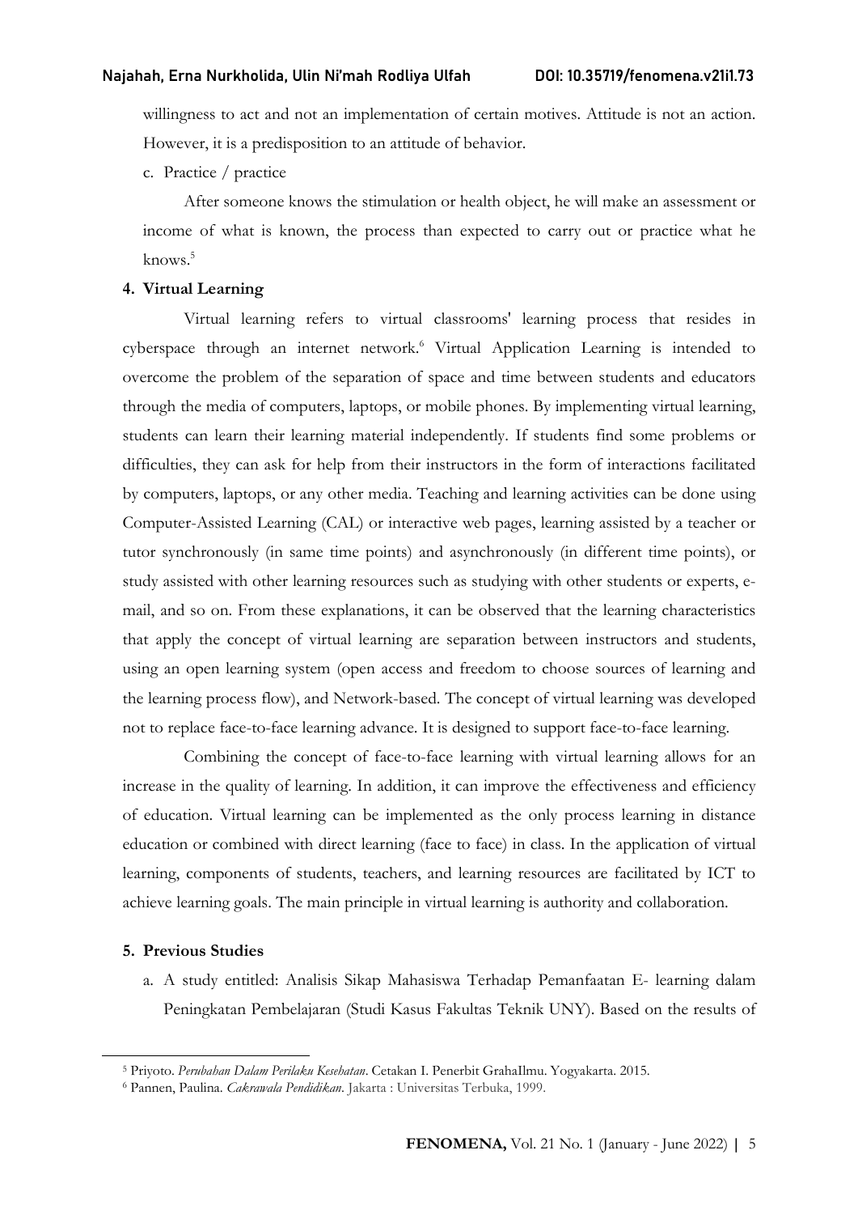willingness to act and not an implementation of certain motives. Attitude is not an action. However, it is a predisposition to an attitude of behavior.

c. Practice / practice

After someone knows the stimulation or health object, he will make an assessment or income of what is known, the process than expected to carry out or practice what he knows.[5]

**4. Virtual Learning**

Virtual learning refers to virtual classrooms' learning process that resides in cyberspace through an internet network.[6] Virtual Application Learning is intended to overcome the problem of the separation of space and time between students and educators through the media of computers, laptops, or mobile phones. By implementing virtual learning, students can learn their learning material independently. If students find some problems or difficulties, they can ask for help from their instructors in the form of interactions facilitated by computers, laptops, or any other media. Teaching and learning activities can be done using Computer-Assisted Learning (CAL) or interactive web pages, learning assisted by a teacher or tutor synchronously (in same time points) and asynchronously (in different time points), or study assisted with other learning resources such as studying with other students or experts, e-mail, and so on. From these explanations, it can be observed that the learning characteristics that apply the concept of virtual learning are separation between instructors and students, using an open learning system (open access and freedom to choose sources of learning and the learning process flow), and Network-based. The concept of virtual learning was developed not to replace face-to-face learning advance. It is designed to support face-to-face learning.

Combining the concept of face-to-face learning with virtual learning allows for an increase in the quality of learning. In addition, it can improve the effectiveness and efficiency of education. Virtual learning can be implemented as the only process learning in distance education or combined with direct learning (face to face) in class. In the application of virtual learning, components of students, teachers, and learning resources are facilitated by ICT to achieve learning goals. The main principle in virtual learning is authority and collaboration.

**5. Previous Studies**

a. A study entitled: Analisis Sikap Mahasiswa Terhadap Pemanfaatan E- learning dalam Peningkatan Pembelajaran (Studi Kasus Fakultas Teknik UNY). Based on the results of

---

[5] Priyoto. *Perubahan Dalam Perilaku Kesehatan*. Cetakan I. Penerbit GrahaIlmu. Yogyakarta. 2015.

[6] Pannen, Paulina. *Cakrawala Pendidikan*. Jakarta : Universitas Terbuka, 1999.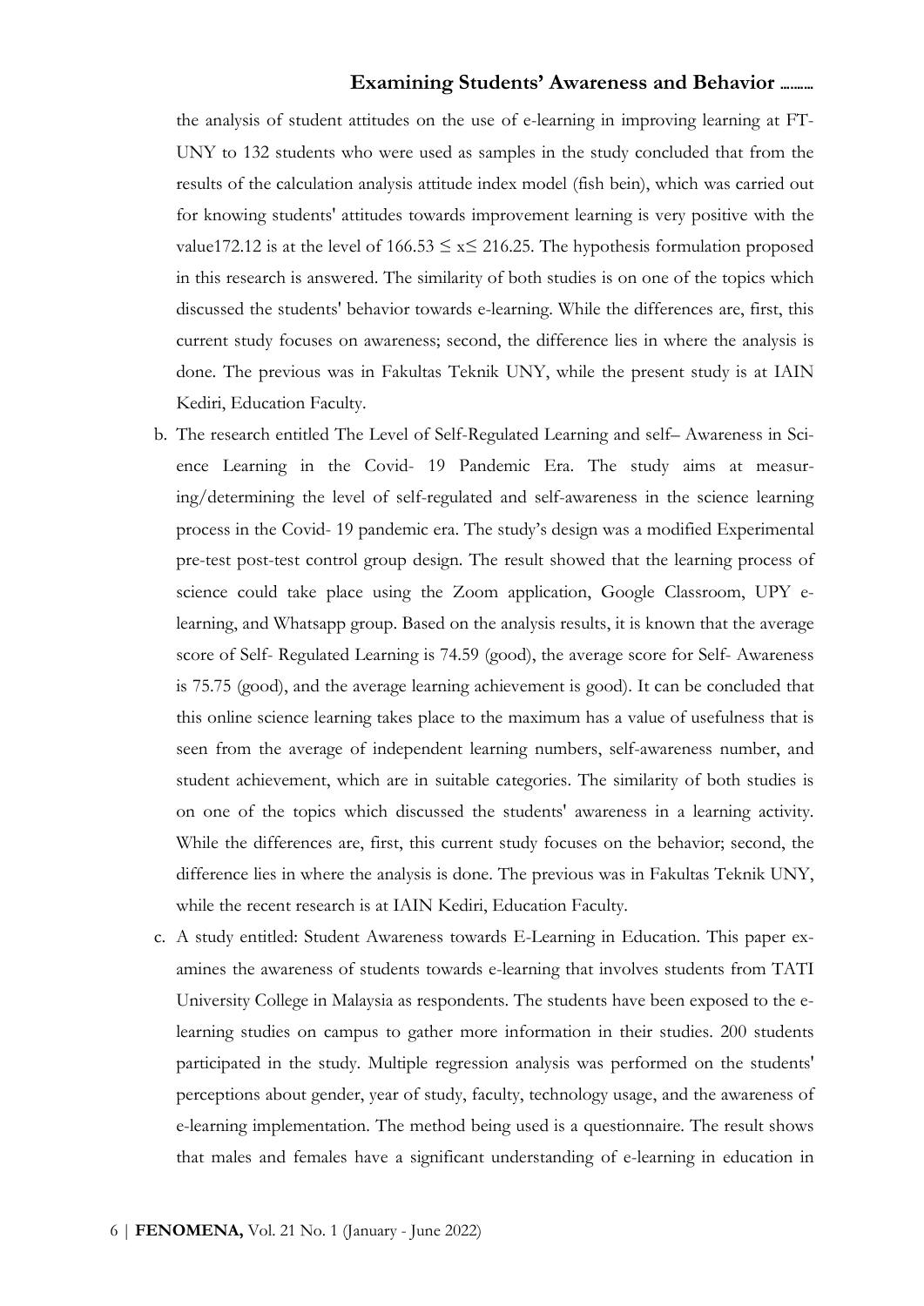the analysis of student attitudes on the use of e-learning in improving learning at FT-UNY to 132 students who were used as samples in the study concluded that from the results of the calculation analysis attitude index model (fish bein), which was carried out for knowing students' attitudes towards improvement learning is very positive with the value172.12 is at the level of $166.53 \leq x \leq 216.25$. The hypothesis formulation proposed in this research is answered. The similarity of both studies is on one of the topics which discussed the students' behavior towards e-learning. While the differences are, first, this current study focuses on awareness; second, the difference lies in where the analysis is done. The previous was in Fakultas Teknik UNY, while the present study is at IAIN Kediri, Education Faculty.

b. The research entitled The Level of Self-Regulated Learning and self– Awareness in Science Learning in the Covid- 19 Pandemic Era. The study aims at measuring/determining the level of self-regulated and self-awareness in the science learning process in the Covid- 19 pandemic era. The study's design was a modified Experimental pre-test post-test control group design. The result showed that the learning process of science could take place using the Zoom application, Google Classroom, UPY e-learning, and Whatsapp group. Based on the analysis results, it is known that the average score of Self- Regulated Learning is 74.59 (good), the average score for Self- Awareness is 75.75 (good), and the average learning achievement is good). It can be concluded that this online science learning takes place to the maximum has a value of usefulness that is seen from the average of independent learning numbers, self-awareness number, and student achievement, which are in suitable categories. The similarity of both studies is on one of the topics which discussed the students' awareness in a learning activity. While the differences are, first, this current study focuses on the behavior; second, the difference lies in where the analysis is done. The previous was in Fakultas Teknik UNY, while the recent research is at IAIN Kediri, Education Faculty.

c. A study entitled: Student Awareness towards E-Learning in Education. This paper examines the awareness of students towards e-learning that involves students from TATI University College in Malaysia as respondents. The students have been exposed to the e-learning studies on campus to gather more information in their studies. 200 students participated in the study. Multiple regression analysis was performed on the students' perceptions about gender, year of study, faculty, technology usage, and the awareness of e-learning implementation. The method being used is a questionnaire. The result shows that males and females have a significant understanding of e-learning in education in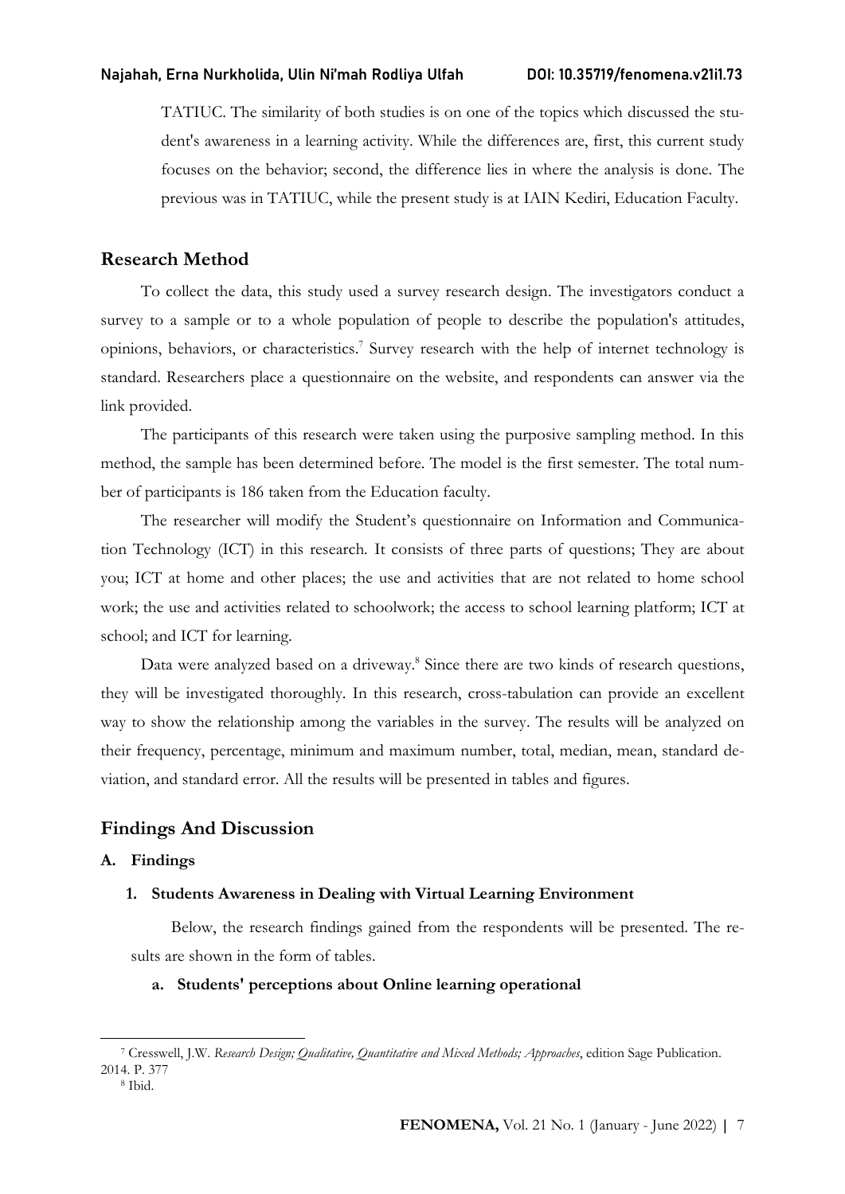TATIUC. The similarity of both studies is on one of the topics which discussed the student's awareness in a learning activity. While the differences are, first, this current study focuses on the behavior; second, the difference lies in where the analysis is done. The previous was in TATIUC, while the present study is at IAIN Kediri, Education Faculty.

## Research Method

To collect the data, this study used a survey research design. The investigators conduct a survey to a sample or to a whole population of people to describe the population's attitudes, opinions, behaviors, or characteristics.[7] Survey research with the help of internet technology is standard. Researchers place a questionnaire on the website, and respondents can answer via the link provided.

The participants of this research were taken using the purposive sampling method. In this method, the sample has been determined before. The model is the first semester. The total number of participants is 186 taken from the Education faculty.

The researcher will modify the Student's questionnaire on Information and Communication Technology (ICT) in this research. It consists of three parts of questions; They are about you; ICT at home and other places; the use and activities that are not related to home school work; the use and activities related to schoolwork; the access to school learning platform; ICT at school; and ICT for learning.

Data were analyzed based on a driveway.[8] Since there are two kinds of research questions, they will be investigated thoroughly. In this research, cross-tabulation can provide an excellent way to show the relationship among the variables in the survey. The results will be analyzed on their frequency, percentage, minimum and maximum number, total, median, mean, standard deviation, and standard error. All the results will be presented in tables and figures.

## Findings And Discussion

### A. Findings

#### 1. Students Awareness in Dealing with Virtual Learning Environment

Below, the research findings gained from the respondents will be presented. The results are shown in the form of tables.

**a. Students' perceptions about Online learning operational**

---

[7] Cresswell, J.W. *Research Design; Qualitative, Quantitative and Mixed Methods; Approaches*, edition Sage Publication. 2014. P. 377

[8] Ibid.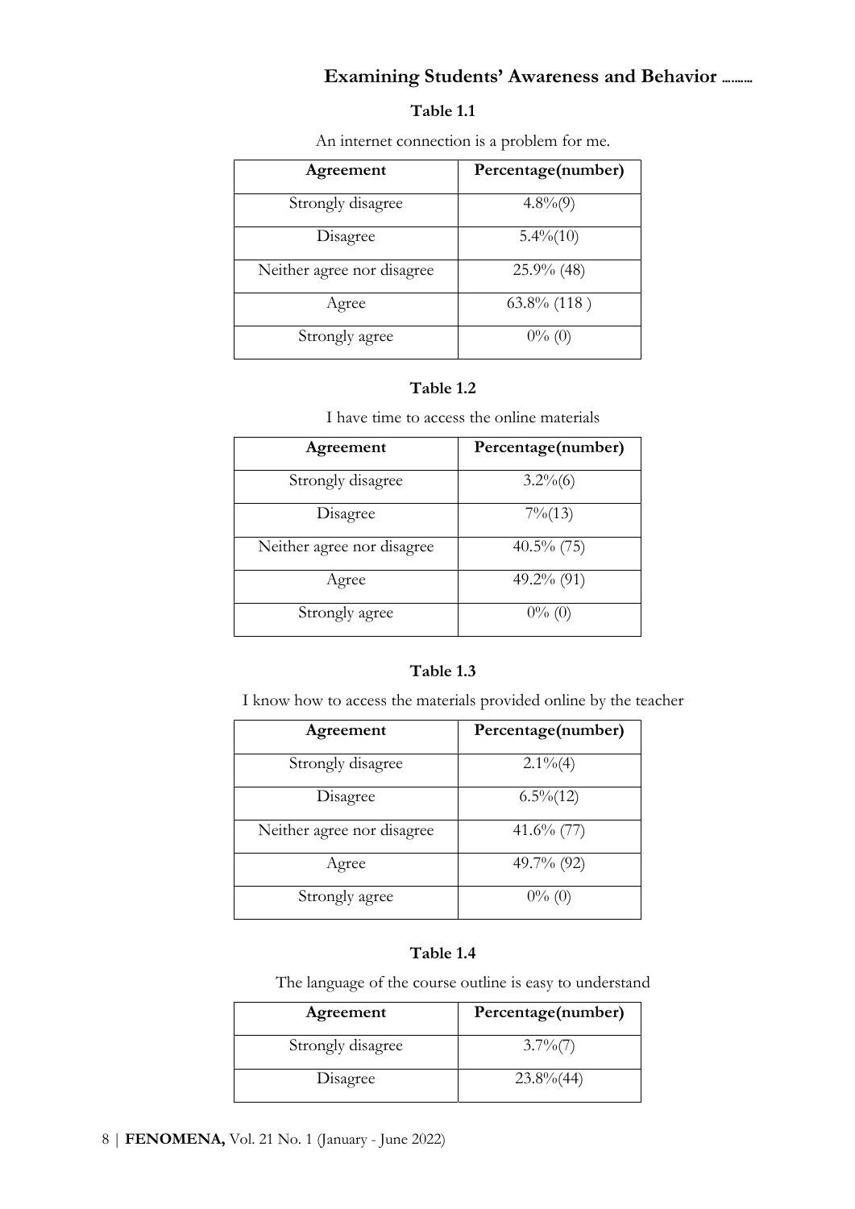**Table 1.1**

An internet connection is a problem for me.

| Agreement | Percentage(number) |
|---|---|
| Strongly disagree | 4.8%(9) |
| Disagree | 5.4%(10) |
| Neither agree nor disagree | 25.9% (48) |
| Agree | 63.8% (118 ) |
| Strongly agree | 0% (0) |

**Table 1.2**

I have time to access the online materials

| Agreement | Percentage(number) |
|---|---|
| Strongly disagree | 3.2%(6) |
| Disagree | 7%(13) |
| Neither agree nor disagree | 40.5% (75) |
| Agree | 49.2% (91) |
| Strongly agree | 0% (0) |

**Table 1.3**

I know how to access the materials provided online by the teacher

| Agreement | Percentage(number) |
|---|---|
| Strongly disagree | 2.1%(4) |
| Disagree | 6.5%(12) |
| Neither agree nor disagree | 41.6% (77) |
| Agree | 49.7% (92) |
| Strongly agree | 0% (0) |

**Table 1.4**

The language of the course outline is easy to understand

| Agreement | Percentage(number) |
|---|---|
| Strongly disagree | 3.7%(7) |
| Disagree | 23.8%(44) |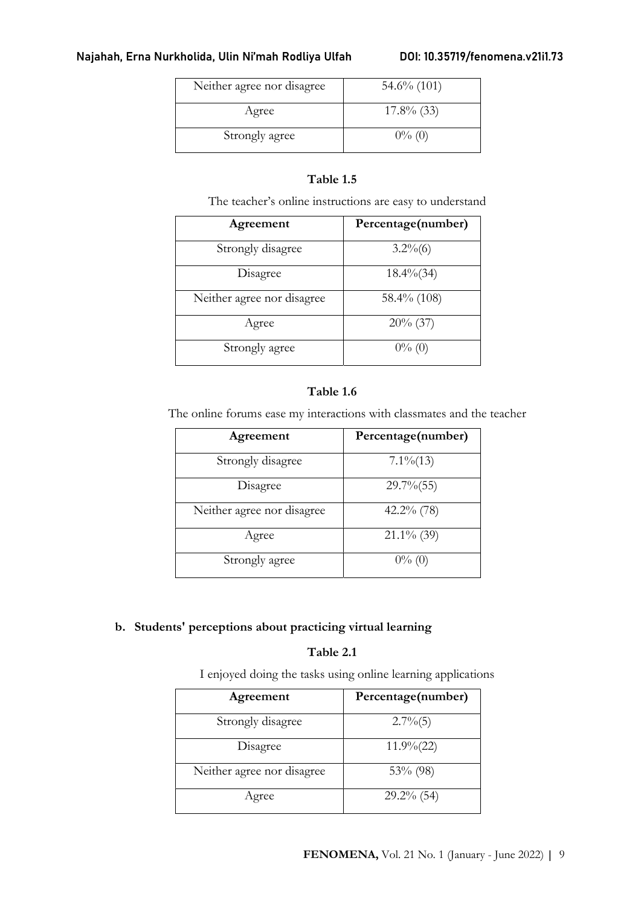| Neither agree nor disagree | 54.6% (101) |
|---|---|
| Agree | 17.8% (33) |
| Strongly agree | 0% (0) |

**Table 1.5**

The teacher's online instructions are easy to understand

| Agreement | Percentage(number) |
|---|---|
| Strongly disagree | 3.2%(6) |
| Disagree | 18.4%(34) |
| Neither agree nor disagree | 58.4% (108) |
| Agree | 20% (37) |
| Strongly agree | 0% (0) |

**Table 1.6**

The online forums ease my interactions with classmates and the teacher

| Agreement | Percentage(number) |
|---|---|
| Strongly disagree | 7.1%(13) |
| Disagree | 29.7%(55) |
| Neither agree nor disagree | 42.2% (78) |
| Agree | 21.1% (39) |
| Strongly agree | 0% (0) |

**b. Students' perceptions about practicing virtual learning**

**Table 2.1**

I enjoyed doing the tasks using online learning applications

| Agreement | Percentage(number) |
|---|---|
| Strongly disagree | 2.7%(5) |
| Disagree | 11.9%(22) |
| Neither agree nor disagree | 53% (98) |
| Agree | 29.2% (54) |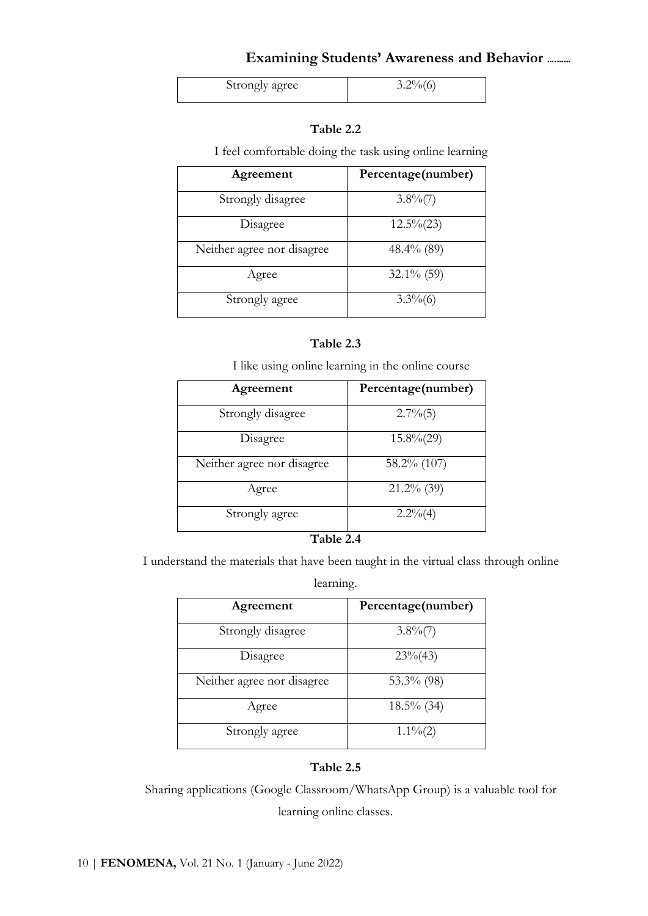| Strongly agree | 3.2%(6) |
|---|---|

**Table 2.2**

I feel comfortable doing the task using online learning

| Agreement | Percentage(number) |
|---|---|
| Strongly disagree | 3.8%(7) |
| Disagree | 12.5%(23) |
| Neither agree nor disagree | 48.4% (89) |
| Agree | 32.1% (59) |
| Strongly agree | 3.3%(6) |

**Table 2.3**

I like using online learning in the online course

| Agreement | Percentage(number) |
|---|---|
| Strongly disagree | 2.7%(5) |
| Disagree | 15.8%(29) |
| Neither agree nor disagree | 58.2% (107) |
| Agree | 21.2% (39) |
| Strongly agree | 2.2%(4) |

**Table 2.4**

I understand the materials that have been taught in the virtual class through online learning.

| Agreement | Percentage(number) |
|---|---|
| Strongly disagree | 3.8%(7) |
| Disagree | 23%(43) |
| Neither agree nor disagree | 53.3% (98) |
| Agree | 18.5% (34) |
| Strongly agree | 1.1%(2) |

**Table 2.5**

Sharing applications (Google Classroom/WhatsApp Group) is a valuable tool for learning online classes.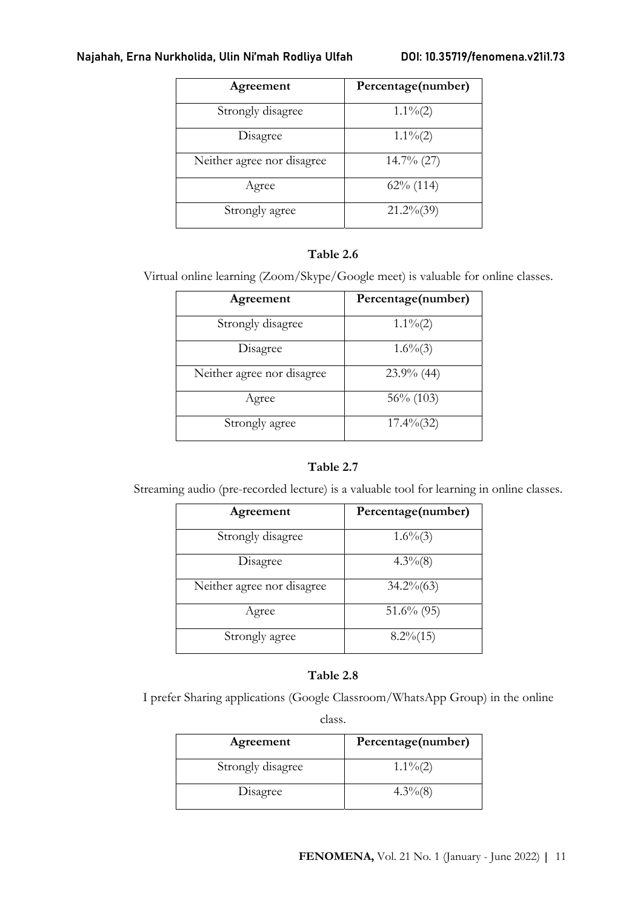| Agreement | Percentage(number) |
|---|---|
| Strongly disagree | 1.1%(2) |
| Disagree | 1.1%(2) |
| Neither agree nor disagree | 14.7% (27) |
| Agree | 62% (114) |
| Strongly agree | 21.2%(39) |

**Table 2.6**

Virtual online learning (Zoom/Skype/Google meet) is valuable for online classes.

| Agreement | Percentage(number) |
|---|---|
| Strongly disagree | 1.1%(2) |
| Disagree | 1.6%(3) |
| Neither agree nor disagree | 23.9% (44) |
| Agree | 56% (103) |
| Strongly agree | 17.4%(32) |

**Table 2.7**

Streaming audio (pre-recorded lecture) is a valuable tool for learning in online classes.

| Agreement | Percentage(number) |
|---|---|
| Strongly disagree | 1.6%(3) |
| Disagree | 4.3%(8) |
| Neither agree nor disagree | 34.2%(63) |
| Agree | 51.6% (95) |
| Strongly agree | 8.2%(15) |

**Table 2.8**

I prefer Sharing applications (Google Classroom/WhatsApp Group) in the online class.

| Agreement | Percentage(number) |
|---|---|
| Strongly disagree | 1.1%(2) |
| Disagree | 4.3%(8) |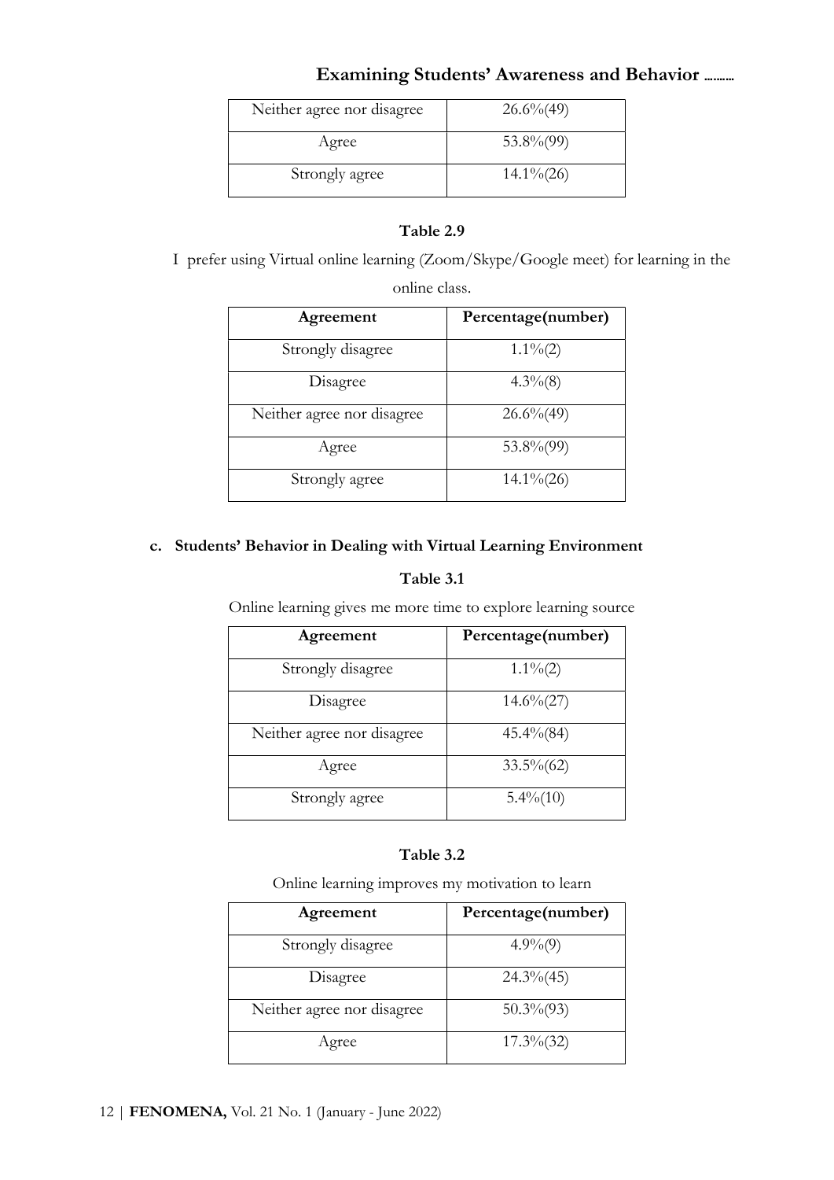| Neither agree nor disagree | 26.6%(49) |
|---|---|
| Agree | 53.8%(99) |
| Strongly agree | 14.1%(26) |

**Table 2.9**

I prefer using Virtual online learning (Zoom/Skype/Google meet) for learning in the online class.

| Agreement | Percentage(number) |
|---|---|
| Strongly disagree | 1.1%(2) |
| Disagree | 4.3%(8) |
| Neither agree nor disagree | 26.6%(49) |
| Agree | 53.8%(99) |
| Strongly agree | 14.1%(26) |

**c. Students' Behavior in Dealing with Virtual Learning Environment**

**Table 3.1**

Online learning gives me more time to explore learning source

| Agreement | Percentage(number) |
|---|---|
| Strongly disagree | 1.1%(2) |
| Disagree | 14.6%(27) |
| Neither agree nor disagree | 45.4%(84) |
| Agree | 33.5%(62) |
| Strongly agree | 5.4%(10) |

**Table 3.2**

Online learning improves my motivation to learn

| Agreement | Percentage(number) |
|---|---|
| Strongly disagree | 4.9%(9) |
| Disagree | 24.3%(45) |
| Neither agree nor disagree | 50.3%(93) |
| Agree | 17.3%(32) |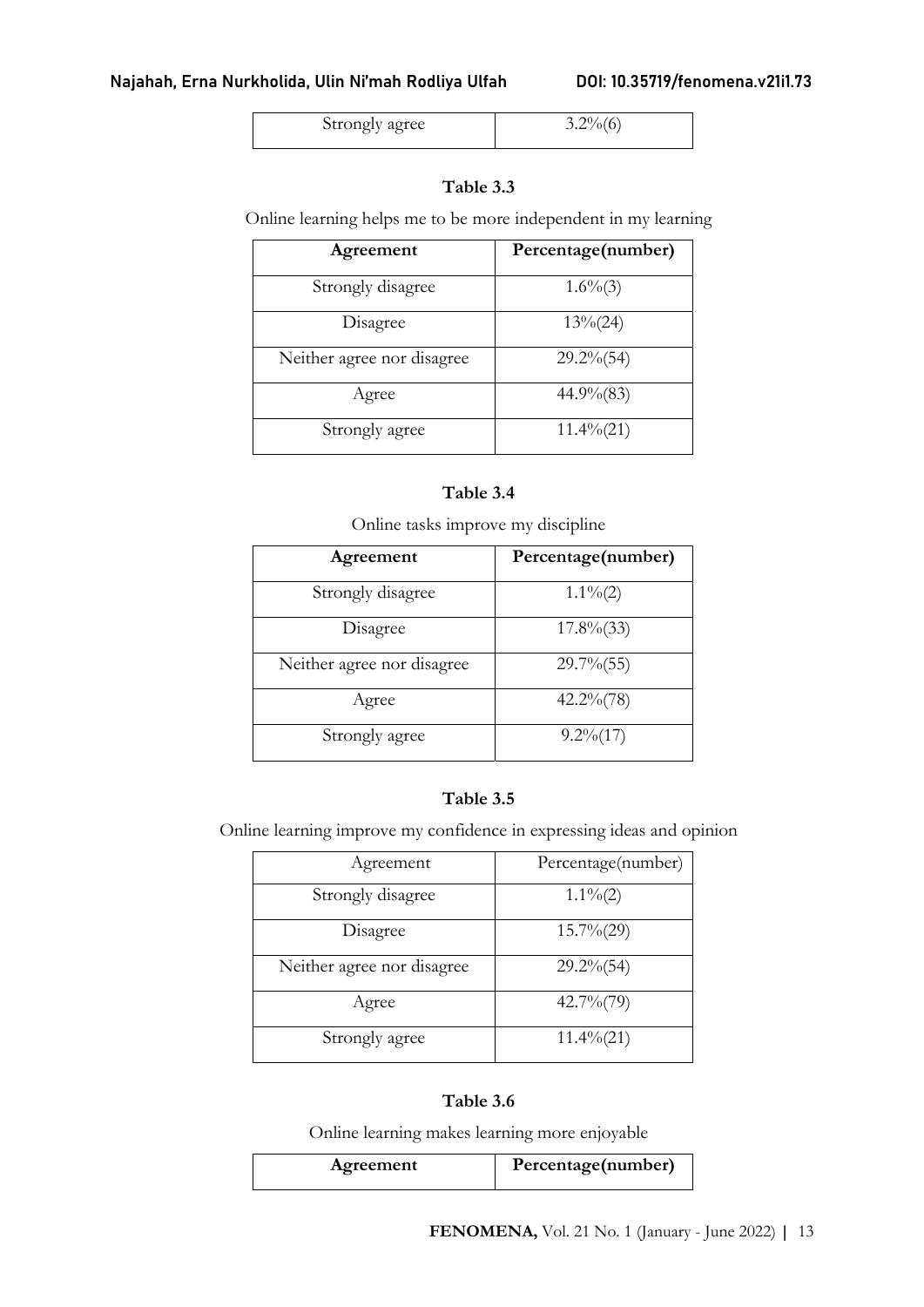| Strongly agree | 3.2%(6) |
|---|---|

**Table 3.3**

Online learning helps me to be more independent in my learning

| Agreement | Percentage(number) |
|---|---|
| Strongly disagree | 1.6%(3) |
| Disagree | 13%(24) |
| Neither agree nor disagree | 29.2%(54) |
| Agree | 44.9%(83) |
| Strongly agree | 11.4%(21) |

**Table 3.4**

Online tasks improve my discipline

| Agreement | Percentage(number) |
|---|---|
| Strongly disagree | 1.1%(2) |
| Disagree | 17.8%(33) |
| Neither agree nor disagree | 29.7%(55) |
| Agree | 42.2%(78) |
| Strongly agree | 9.2%(17) |

**Table 3.5**

Online learning improve my confidence in expressing ideas and opinion

| Agreement | Percentage(number) |
|---|---|
| Strongly disagree | 1.1%(2) |
| Disagree | 15.7%(29) |
| Neither agree nor disagree | 29.2%(54) |
| Agree | 42.7%(79) |
| Strongly agree | 11.4%(21) |

**Table 3.6**

Online learning makes learning more enjoyable

| Agreement | Percentage(number) |
|---|---|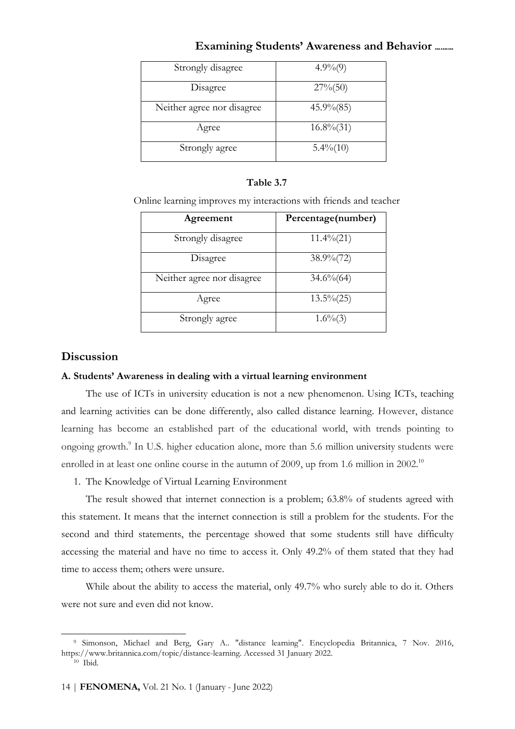| | |
|---|---|
| Strongly disagree | 4.9%(9) |
| Disagree | 27%(50) |
| Neither agree nor disagree | 45.9%(85) |
| Agree | 16.8%(31) |
| Strongly agree | 5.4%(10) |

**Table 3.7**

Online learning improves my interactions with friends and teacher

| Agreement | Percentage(number) |
|---|---|
| Strongly disagree | 11.4%(21) |
| Disagree | 38.9%(72) |
| Neither agree nor disagree | 34.6%(64) |
| Agree | 13.5%(25) |
| Strongly agree | 1.6%(3) |

## Discussion

### A. Students' Awareness in dealing with a virtual learning environment

The use of ICTs in university education is not a new phenomenon. Using ICTs, teaching and learning activities can be done differently, also called distance learning. However, distance learning has become an established part of the educational world, with trends pointing to ongoing growth.[9] In U.S. higher education alone, more than 5.6 million university students were enrolled in at least one online course in the autumn of 2009, up from 1.6 million in 2002.[10]

1. The Knowledge of Virtual Learning Environment

The result showed that internet connection is a problem; 63.8% of students agreed with this statement. It means that the internet connection is still a problem for the students. For the second and third statements, the percentage showed that some students still have difficulty accessing the material and have no time to access it. Only 49.2% of them stated that they had time to access them; others were unsure.

While about the ability to access the material, only 49.7% who surely able to do it. Others were not sure and even did not know.

[9] Simonson, Michael and Berg, Gary A.. "distance learning". Encyclopedia Britannica, 7 Nov. 2016, https://www.britannica.com/topic/distance-learning. Accessed 31 January 2022.

[10] Ibid.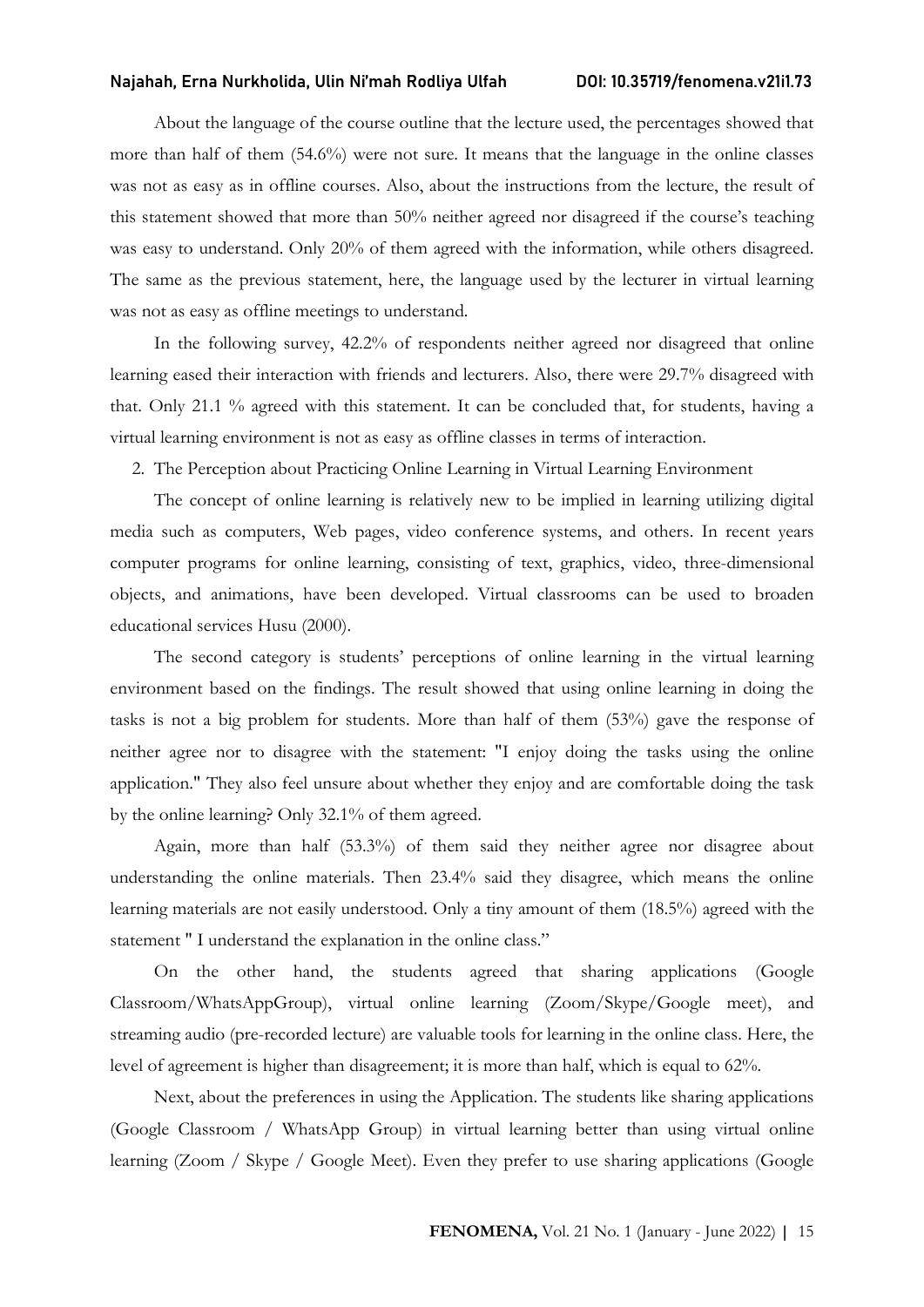About the language of the course outline that the lecture used, the percentages showed that more than half of them (54.6%) were not sure. It means that the language in the online classes was not as easy as in offline courses. Also, about the instructions from the lecture, the result of this statement showed that more than 50% neither agreed nor disagreed if the course's teaching was easy to understand. Only 20% of them agreed with the information, while others disagreed. The same as the previous statement, here, the language used by the lecturer in virtual learning was not as easy as offline meetings to understand.

In the following survey, 42.2% of respondents neither agreed nor disagreed that online learning eased their interaction with friends and lecturers. Also, there were 29.7% disagreed with that. Only 21.1 % agreed with this statement. It can be concluded that, for students, having a virtual learning environment is not as easy as offline classes in terms of interaction.

2. The Perception about Practicing Online Learning in Virtual Learning Environment

The concept of online learning is relatively new to be implied in learning utilizing digital media such as computers, Web pages, video conference systems, and others. In recent years computer programs for online learning, consisting of text, graphics, video, three-dimensional objects, and animations, have been developed. Virtual classrooms can be used to broaden educational services Husu (2000).

The second category is students' perceptions of online learning in the virtual learning environment based on the findings. The result showed that using online learning in doing the tasks is not a big problem for students. More than half of them (53%) gave the response of neither agree nor to disagree with the statement: "I enjoy doing the tasks using the online application." They also feel unsure about whether they enjoy and are comfortable doing the task by the online learning? Only 32.1% of them agreed.

Again, more than half (53.3%) of them said they neither agree nor disagree about understanding the online materials. Then 23.4% said they disagree, which means the online learning materials are not easily understood. Only a tiny amount of them (18.5%) agreed with the statement " I understand the explanation in the online class."

On the other hand, the students agreed that sharing applications (Google Classroom/WhatsAppGroup), virtual online learning (Zoom/Skype/Google meet), and streaming audio (pre-recorded lecture) are valuable tools for learning in the online class. Here, the level of agreement is higher than disagreement; it is more than half, which is equal to 62%.

Next, about the preferences in using the Application. The students like sharing applications (Google Classroom / WhatsApp Group) in virtual learning better than using virtual online learning (Zoom / Skype / Google Meet). Even they prefer to use sharing applications (Google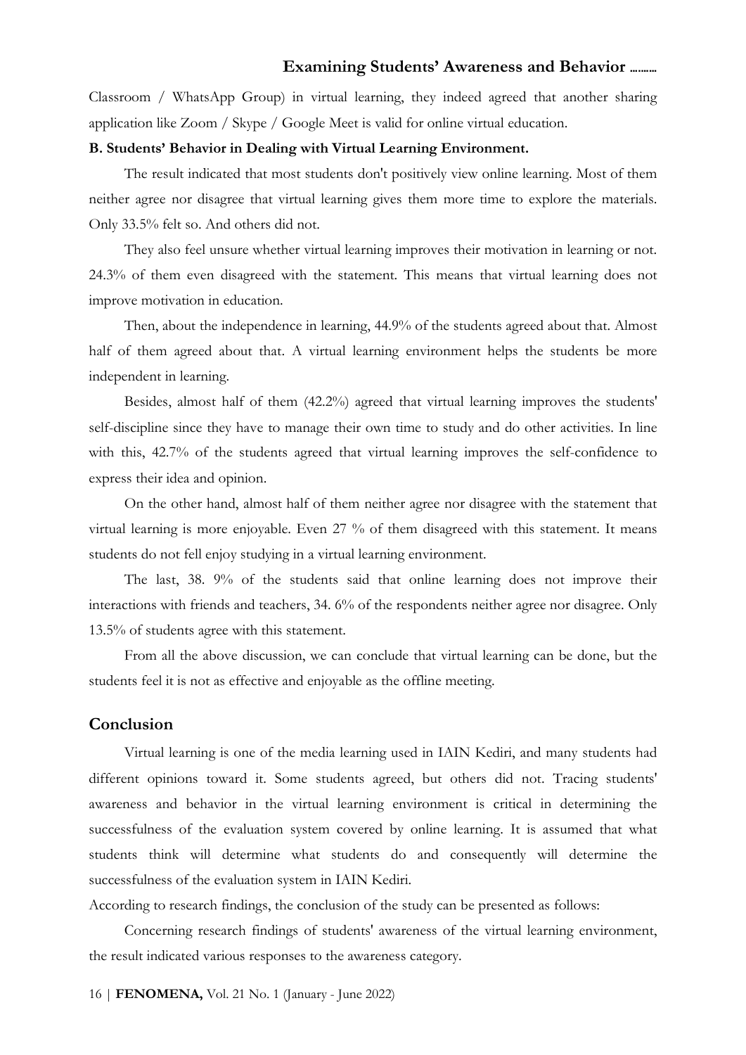Classroom / WhatsApp Group) in virtual learning, they indeed agreed that another sharing application like Zoom / Skype / Google Meet is valid for online virtual education.

**B. Students' Behavior in Dealing with Virtual Learning Environment.**

The result indicated that most students don't positively view online learning. Most of them neither agree nor disagree that virtual learning gives them more time to explore the materials. Only 33.5% felt so. And others did not.

They also feel unsure whether virtual learning improves their motivation in learning or not. 24.3% of them even disagreed with the statement. This means that virtual learning does not improve motivation in education.

Then, about the independence in learning, 44.9% of the students agreed about that. Almost half of them agreed about that. A virtual learning environment helps the students be more independent in learning.

Besides, almost half of them (42.2%) agreed that virtual learning improves the students' self-discipline since they have to manage their own time to study and do other activities. In line with this, 42.7% of the students agreed that virtual learning improves the self-confidence to express their idea and opinion.

On the other hand, almost half of them neither agree nor disagree with the statement that virtual learning is more enjoyable. Even 27 % of them disagreed with this statement. It means students do not fell enjoy studying in a virtual learning environment.

The last, 38. 9% of the students said that online learning does not improve their interactions with friends and teachers, 34. 6% of the respondents neither agree nor disagree. Only 13.5% of students agree with this statement.

From all the above discussion, we can conclude that virtual learning can be done, but the students feel it is not as effective and enjoyable as the offline meeting.

## Conclusion

Virtual learning is one of the media learning used in IAIN Kediri, and many students had different opinions toward it. Some students agreed, but others did not. Tracing students' awareness and behavior in the virtual learning environment is critical in determining the successfulness of the evaluation system covered by online learning. It is assumed that what students think will determine what students do and consequently will determine the successfulness of the evaluation system in IAIN Kediri.

According to research findings, the conclusion of the study can be presented as follows:

Concerning research findings of students' awareness of the virtual learning environment, the result indicated various responses to the awareness category.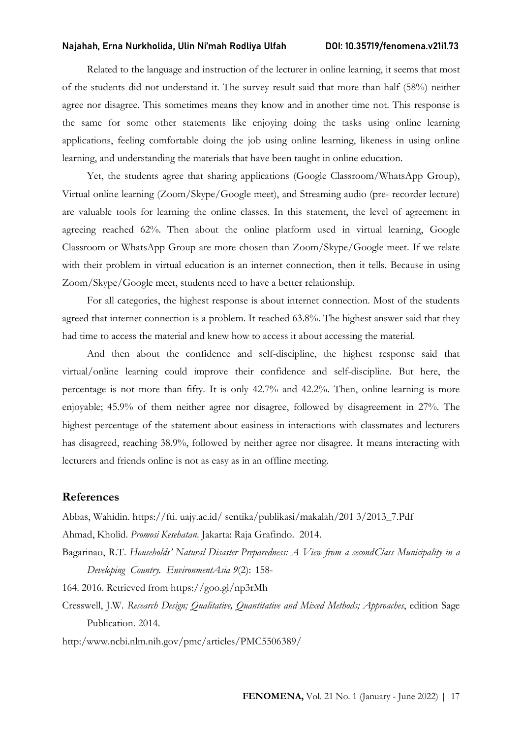Related to the language and instruction of the lecturer in online learning, it seems that most of the students did not understand it. The survey result said that more than half (58%) neither agree nor disagree. This sometimes means they know and in another time not. This response is the same for some other statements like enjoying doing the tasks using online learning applications, feeling comfortable doing the job using online learning, likeness in using online learning, and understanding the materials that have been taught in online education.

Yet, the students agree that sharing applications (Google Classroom/WhatsApp Group), Virtual online learning (Zoom/Skype/Google meet), and Streaming audio (pre- recorder lecture) are valuable tools for learning the online classes. In this statement, the level of agreement in agreeing reached 62%. Then about the online platform used in virtual learning, Google Classroom or WhatsApp Group are more chosen than Zoom/Skype/Google meet. If we relate with their problem in virtual education is an internet connection, then it tells. Because in using Zoom/Skype/Google meet, students need to have a better relationship.

For all categories, the highest response is about internet connection. Most of the students agreed that internet connection is a problem. It reached 63.8%. The highest answer said that they had time to access the material and knew how to access it about accessing the material.

And then about the confidence and self-discipline, the highest response said that virtual/online learning could improve their confidence and self-discipline. But here, the percentage is not more than fifty. It is only 42.7% and 42.2%. Then, online learning is more enjoyable; 45.9% of them neither agree nor disagree, followed by disagreement in 27%. The highest percentage of the statement about easiness in interactions with classmates and lecturers has disagreed, reaching 38.9%, followed by neither agree nor disagree. It means interacting with lecturers and friends online is not as easy as in an offline meeting.

## References

Abbas, Wahidin. https://fti. uajy.ac.id/ sentika/publikasi/makalah/201 3/2013_7.Pdf

Ahmad, Kholid. *Promosi Kesehatan*. Jakarta: Raja Grafindo. 2014.

Bagarinao, R.T. *Households' Natural Disaster Preparedness: A View from a secondClass Municipality in a Developing Country. EnvironmentAsia 9*(2): 158-

164. 2016. Retrieved from https://goo.gl/np3rMh

Cresswell, J.W. *Research Design; Qualitative, Quantitative and Mixed Methods; Approaches*, edition Sage Publication. 2014.

http:/www.ncbi.nlm.nih.gov/pmc/articles/PMC5506389/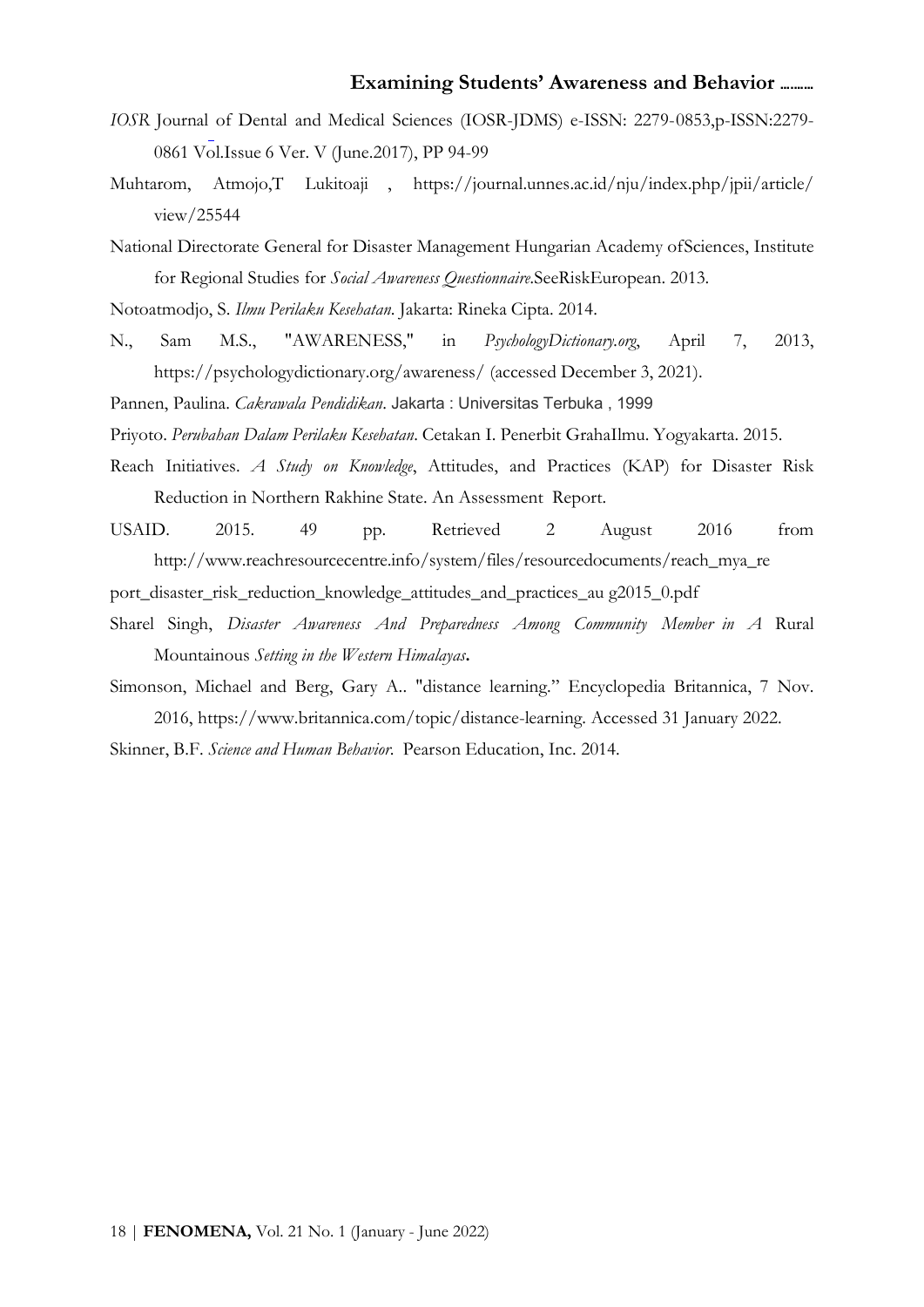*IOSR* Journal of Dental and Medical Sciences (IOSR-JDMS) e-ISSN: 2279-0853,p-ISSN:2279-0861 Vol.Issue 6 Ver. V (June.2017), PP 94-99

Muhtarom, Atmojo,T Lukitoaji , https://journal.unnes.ac.id/nju/index.php/jpii/article/view/25544

National Directorate General for Disaster Management Hungarian Academy ofSciences, Institute for Regional Studies for *Social Awareness Questionnaire*.SeeRiskEuropean. 2013.

Notoatmodjo, S. *Ilmu Perilaku Kesehatan*. Jakarta: Rineka Cipta. 2014.

N., Sam M.S., "AWARENESS," in *PsychologyDictionary.org*, April 7, 2013, https://psychologydictionary.org/awareness/ (accessed December 3, 2021).

Pannen, Paulina. *Cakrawala Pendidikan*. Jakarta : Universitas Terbuka , 1999

Priyoto. *Perubahan Dalam Perilaku Kesehatan*. Cetakan I. Penerbit GrahaIlmu. Yogyakarta. 2015.

Reach Initiatives. *A Study on Knowledge*, Attitudes, and Practices (KAP) for Disaster Risk Reduction in Northern Rakhine State. An Assessment Report.

USAID. 2015. 49 pp. Retrieved 2 August 2016 from http://www.reachresourcecentre.info/system/files/resourcedocuments/reach_mya_report_disaster_risk_reduction_knowledge_attitudes_and_practices_au g2015_0.pdf

Sharel Singh, *Disaster Awareness And Preparedness Among Community Member in A* Rural Mountainous *Setting in the Western Himalayas***.**

Simonson, Michael and Berg, Gary A.. "distance learning." Encyclopedia Britannica, 7 Nov. 2016, https://www.britannica.com/topic/distance-learning. Accessed 31 January 2022.

Skinner, B.F. *Science and Human Behavior*. Pearson Education, Inc. 2014.